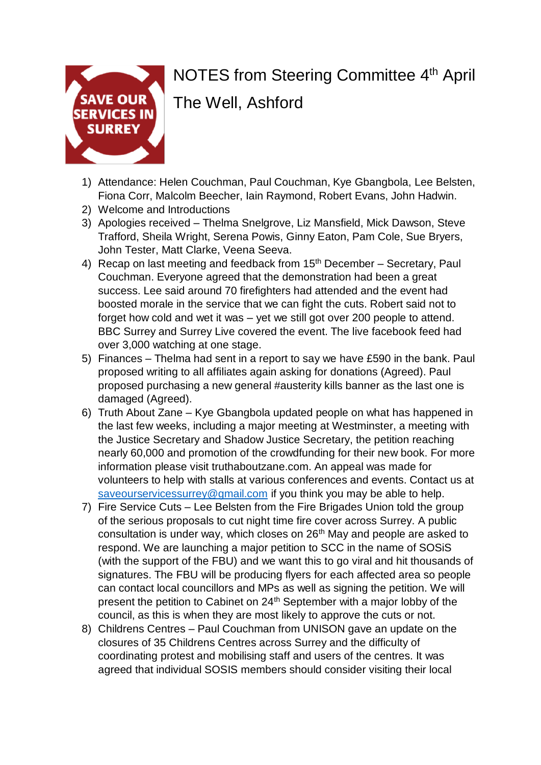# NOTES from Steering Committee 4th April

## The Well, Ashford

SAVE OUR SERVICES IN SURREY

1) Attendance: Helen Couchman, Paul Couchman, Kye Gbangbola, Lee Belsten, Fiona Corr, Malcolm Beecher, Iain Raymond, Robert Evans, John Hadwin.
2) Welcome and Introductions
3) Apologies received – Thelma Snelgrove, Liz Mansfield, Mick Dawson, Steve Trafford, Sheila Wright, Serena Powis, Ginny Eaton, Pam Cole, Sue Bryers, John Tester, Matt Clarke, Veena Seeva.
4) Recap on last meeting and feedback from 15th December – Secretary, Paul Couchman. Everyone agreed that the demonstration had been a great success. Lee said around 70 firefighters had attended and the event had boosted morale in the service that we can fight the cuts. Robert said not to forget how cold and wet it was – yet we still got over 200 people to attend. BBC Surrey and Surrey Live covered the event. The live facebook feed had over 3,000 watching at one stage.
5) Finances – Thelma had sent in a report to say we have £590 in the bank. Paul proposed writing to all affiliates again asking for donations (Agreed). Paul proposed purchasing a new general #austerity kills banner as the last one is damaged (Agreed).
6) Truth About Zane – Kye Gbangbola updated people on what has happened in the last few weeks, including a major meeting at Westminster, a meeting with the Justice Secretary and Shadow Justice Secretary, the petition reaching nearly 60,000 and promotion of the crowdfunding for their new book. For more information please visit truthaboutzane.com. An appeal was made for volunteers to help with stalls at various conferences and events. Contact us at saveourservicessurrey@gmail.com if you think you may be able to help.
7) Fire Service Cuts – Lee Belsten from the Fire Brigades Union told the group of the serious proposals to cut night time fire cover across Surrey. A public consultation is under way, which closes on 26th May and people are asked to respond. We are launching a major petition to SCC in the name of SOSiS (with the support of the FBU) and we want this to go viral and hit thousands of signatures. The FBU will be producing flyers for each affected area so people can contact local councillors and MPs as well as signing the petition. We will present the petition to Cabinet on 24th September with a major lobby of the council, as this is when they are most likely to approve the cuts or not.
8) Childrens Centres – Paul Couchman from UNISON gave an update on the closures of 35 Childrens Centres across Surrey and the difficulty of coordinating protest and mobilising staff and users of the centres. It was agreed that individual SOSIS members should consider visiting their local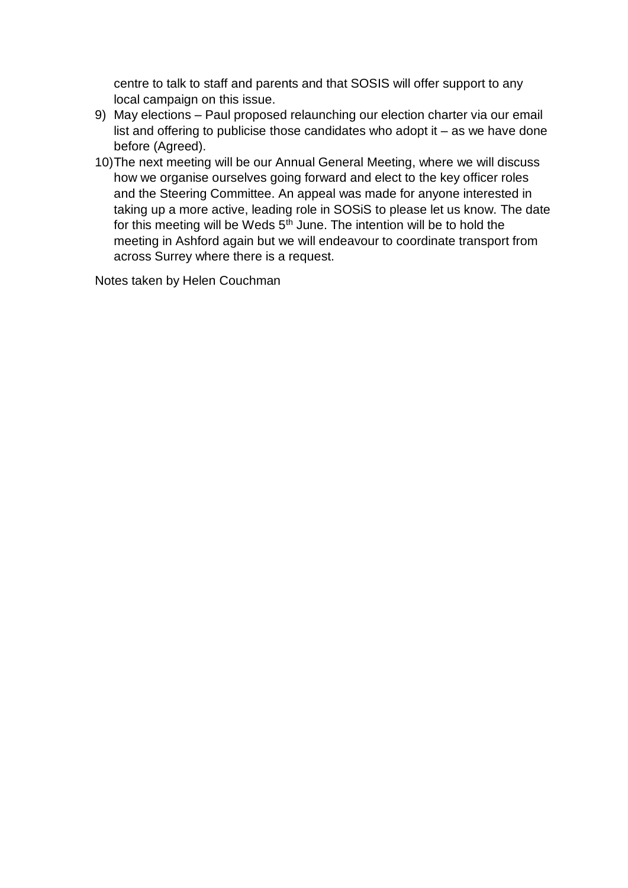centre to talk to staff and parents and that SOSIS will offer support to any local campaign on this issue.

9) May elections – Paul proposed relaunching our election charter via our email list and offering to publicise those candidates who adopt it – as we have done before (Agreed).
10) The next meeting will be our Annual General Meeting, where we will discuss how we organise ourselves going forward and elect to the key officer roles and the Steering Committee. An appeal was made for anyone interested in taking up a more active, leading role in SOSiS to please let us know. The date for this meeting will be Weds 5th June. The intention will be to hold the meeting in Ashford again but we will endeavour to coordinate transport from across Surrey where there is a request.

Notes taken by Helen Couchman